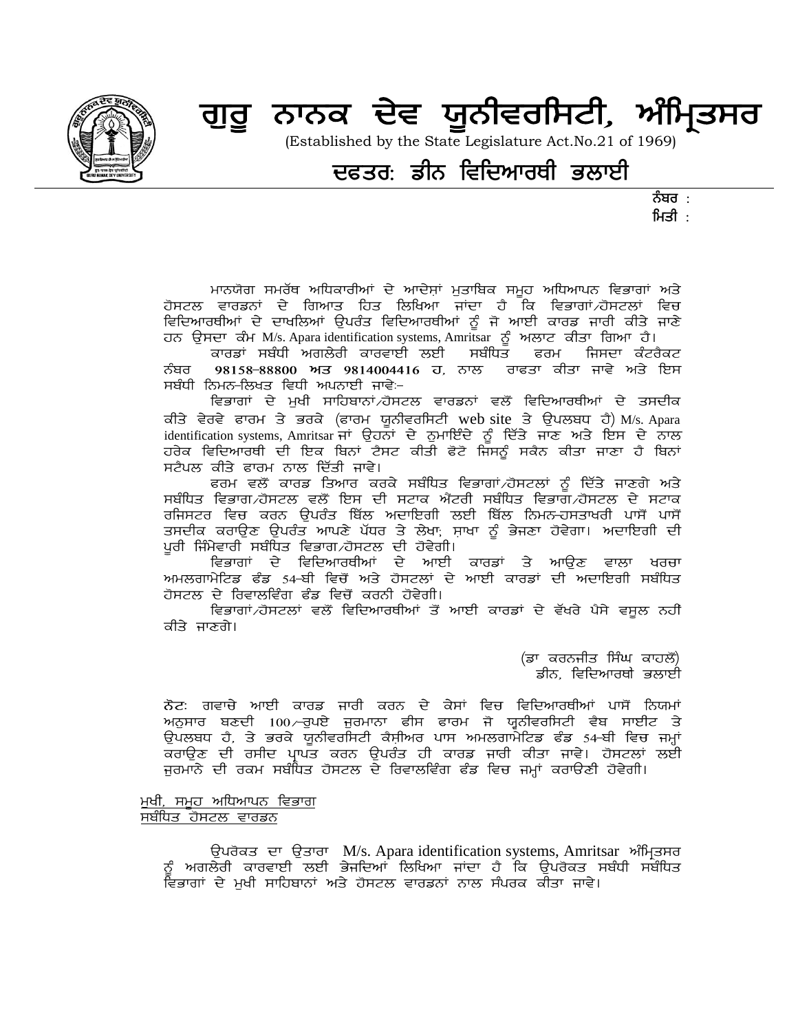# ਗੁਰੂ ਨਾਨਕ ਦੇਵ ਯੂਨੀਵਰਸਿਟੀ, ਅੰਮ੍ਰਿਤਸਰ

(Established by the State Legislature Act.No.21 of 1969)

## ਦਫਤਰ: ਡੀਨ ਵਿਦਿਆਰਥੀ ਭਲਾਈ

ਨੰਬਰ :
ਮਿਤੀ :

ਮਾਨਯੋਗ ਸਮਰੱਥ ਅਧਿਕਾਰੀਆਂ ਦੇ ਆਦੇਸ਼ਾਂ ਮੁਤਾਬਿਕ ਸਮੂਹ ਅਧਿਆਪਨ ਵਿਭਾਗਾਂ ਅਤੇ ਹੋਸਟਲ ਵਾਰਡਨਾਂ ਦੇ ਗਿਆਤ ਹਿਤ ਲਿਖਿਆ ਜਾਂਦਾ ਹੈ ਕਿ ਵਿਭਾਗਾਂ/ਹੋਸਟਲਾਂ ਵਿਚ ਵਿਦਿਆਰਥੀਆਂ ਦੇ ਦਾਖਲਿਆਂ ਉਪਰੰਤ ਵਿਦਿਆਰਥੀਆਂ ਨੂੰ ਜੋ ਆਈ ਕਾਰਡ ਜਾਰੀ ਕੀਤੇ ਜਾਣੇ ਹਨ ਉਸਦਾ ਕੰਮ M/s. Apara identification systems, Amritsar ਨੂੰ ਅਲਾਟ ਕੀਤਾ ਗਿਆ ਹੈ।

ਕਾਰਡਾਂ ਸਬੰਧੀ ਅਗਲੇਰੀ ਕਾਰਵਾਈ ਲਈ ਸਬੰਧਿਤ ਫਰਮ ਜਿਸਦਾ ਕੰਟਰੈਕਟ ਨੰਬਰ **98158-88800 ਅਤ 9814004416 ਹ**, ਨਾਲ ਰਾਫਤਾ ਕੀਤਾ ਜਾਵੇ ਅਤੇ ਇਸ ਸਬੰਧੀ ਨਿਮਨ-ਲਿਖਤ ਵਿਧੀ ਅਪਨਾਈ ਜਾਵੇ:-

ਵਿਭਾਗਾਂ ਦੇ ਮੁਖੀ ਸਾਹਿਬਾਨਾਂ/ਹੋਸਟਲ ਵਾਰਡਨਾਂ ਵਲੋਂ ਵਿਦਿਆਰਥੀਆਂ ਦੇ ਤਸਦੀਕ ਕੀਤੇ ਵੇਰਵੇ ਫਾਰਮ ਤੇ ਭਰਕੇ (ਫਾਰਮ ਯੂਨੀਵਰਸਿਟੀ web site ਤੇ ਉਪਲਬਧ ਹੈ) M/s. Apara identification systems, Amritsar ਜਾਂ ਉਹਨਾਂ ਦੇ ਨੁਮਾਇੰਦੇ ਨੂੰ ਦਿੱਤੇ ਜਾਣ ਅਤੇ ਇਸ ਦੇ ਨਾਲ ਹਰੇਕ ਵਿਦਿਆਰਥੀ ਦੀ ਇਕ ਬਿਨਾਂ ਟੈਸਟ ਕੀਤੀ ਫੋਟੋ ਜਿਸਨੂੰ ਸਕੈਨ ਕੀਤਾ ਜਾਣਾ ਹੈ ਬਿਨਾਂ ਸਟੈਪਲ ਕੀਤੇ ਫਾਰਮ ਨਾਲ ਦਿੱਤੀ ਜਾਵੇ।

ਫਰਮ ਵਲੋਂ ਕਾਰਡ ਤਿਆਰ ਕਰਕੇ ਸਬੰਧਿਤ ਵਿਭਾਗਾਂ/ਹੋਸਟਲਾਂ ਨੂੰ ਦਿੱਤੇ ਜਾਣਗੇ ਅਤੇ ਸਬੰਧਿਤ ਵਿਭਾਗ/ਹੋਸਟਲ ਵਲੋਂ ਇਸ ਦੀ ਸਟਾਕ ਐਂਟਰੀ ਸਬੰਧਿਤ ਵਿਭਾਗ/ਹੋਸਟਲ ਦੇ ਸਟਾਕ ਰਜਿਸਟਰ ਵਿਚ ਕਰਨ ਉਪਰੰਤ ਬਿੱਲ ਅਦਾਇਗੀ ਲਈ ਬਿੱਲ ਨਿਮਨ-ਹਸਤਾਖਰੀ ਪਾਸੋਂ ਪਾਸੋਂ ਤਸਦੀਕ ਕਰਾਉਣ ਉਪਰੰਤ ਆਪਣੇ ਪੱਧਰ ਤੇ ਲੇਖਾ; ਸ਼ਾਖਾ ਨੂੰ ਭੇਜਣਾ ਹੋਵੇਗਾ। ਅਦਾਇਗੀ ਦੀ ਪੂਰੀ ਜਿੰਮੇਵਾਰੀ ਸਬੰਧਿਤ ਵਿਭਾਗ/ਹੋਸਟਲ ਦੀ ਹੋਵੇਗੀ।

ਵਿਭਾਗਾਂ ਦੇ ਵਿਦਿਆਰਥੀਆਂ ਦੇ ਆਈ ਕਾਰਡਾਂ ਤੇ ਆਉਣ ਵਾਲਾ ਖਰਚਾ ਅਮਲਗਾਮੇਟਿਡ ਫੰਡ 54-ਬੀ ਵਿਚੋਂ ਅਤੇ ਹੋਸਟਲਾਂ ਦੇ ਆਈ ਕਾਰਡਾਂ ਦੀ ਅਦਾਇਗੀ ਸਬੰਧਿਤ ਹੋਸਟਲ ਦੇ ਰਿਵਾਲਵਿੰਗ ਫੰਡ ਵਿਚੋਂ ਕਰਨੀ ਹੋਵੇਗੀ।

ਵਿਭਾਗਾਂ/ਹੋਸਟਲਾਂ ਵਲੋਂ ਵਿਦਿਆਰਥੀਆਂ ਤੋਂ ਆਈ ਕਾਰਡਾਂ ਦੇ ਵੱਖਰੇ ਪੈਸੇ ਵਸੂਲ ਨਹੀਂ ਕੀਤੇ ਜਾਣਗੇ।

(ਡਾ ਕਰਨਜੀਤ ਸਿੰਘ ਕਾਹਲੋਂ)
ਡੀਨ, ਵਿਦਿਆਰਥੀ ਭਲਾਈ

ਨੋਟ: ਗਵਾਚੇ ਆਈ ਕਾਰਡ ਜਾਰੀ ਕਰਨ ਦੇ ਕੇਸਾਂ ਵਿਚ ਵਿਦਿਆਰਥੀਆਂ ਪਾਸੋਂ ਨਿਯਮਾਂ ਅਨੁਸਾਰ ਬਣਦੀ 100/-ਰੁਪਏ ਜੁਰਮਾਨਾ ਫੀਸ ਫਾਰਮ ਜੋ ਯੂਨੀਵਰਸਿਟੀ ਵੈਬ ਸਾਈਟ ਤੇ ਉਪਲਬਧ ਹੈ, ਤੇ ਭਰਕੇ ਯੂਨੀਵਰਸਿਟੀ ਕੈਸ਼ੀਅਰ ਪਾਸ ਅਮਲਗਾਮੇਟਿਡ ਫੰਡ 54-ਬੀ ਵਿਚ ਜਮ੍ਹਾਂ ਕਰਾਉਣ ਦੀ ਰਸੀਦ ਪ੍ਰਾਪਤ ਕਰਨ ਉਪਰੰਤ ਹੀ ਕਾਰਡ ਜਾਰੀ ਕੀਤਾ ਜਾਵੇ। ਹੋਸਟਲਾਂ ਲਈ ਜੁਰਮਾਨੇ ਦੀ ਰਕਮ ਸਬੰਧਿਤ ਹੋਸਟਲ ਦੇ ਰਿਵਾਲਵਿੰਗ ਫੰਡ ਵਿਚ ਜਮ੍ਹਾਂ ਕਰਾਉਣੀ ਹੋਵੇਗੀ।

<u>ਮੁਖੀ, ਸਮੂਹ ਅਧਿਆਪਨ ਵਿਭਾਗ</u>
<u>ਸਬੰਧਿਤ ਹੋਸਟਲ ਵਾਰਡਨ</u>

ਉਪਰੋਕਤ ਦਾ ਉਤਾਰਾ M/s. Apara identification systems, Amritsar ਅੰਮ੍ਰਿਤਸਰ ਨੂੰ ਅਗਲੇਰੀ ਕਾਰਵਾਈ ਲਈ ਭੇਜਦਿਆਂ ਲਿਖਿਆ ਜਾਂਦਾ ਹੈ ਕਿ ਉਪਰੋਕਤ ਸਬੰਧੀ ਸਬੰਧਿਤ ਵਿਭਾਗਾਂ ਦੇ ਮੁਖੀ ਸਾਹਿਬਾਨਾਂ ਅਤੇ ਹੋਸਟਲ ਵਾਰਡਨਾਂ ਨਾਲ ਸੰਪਰਕ ਕੀਤਾ ਜਾਵੇ।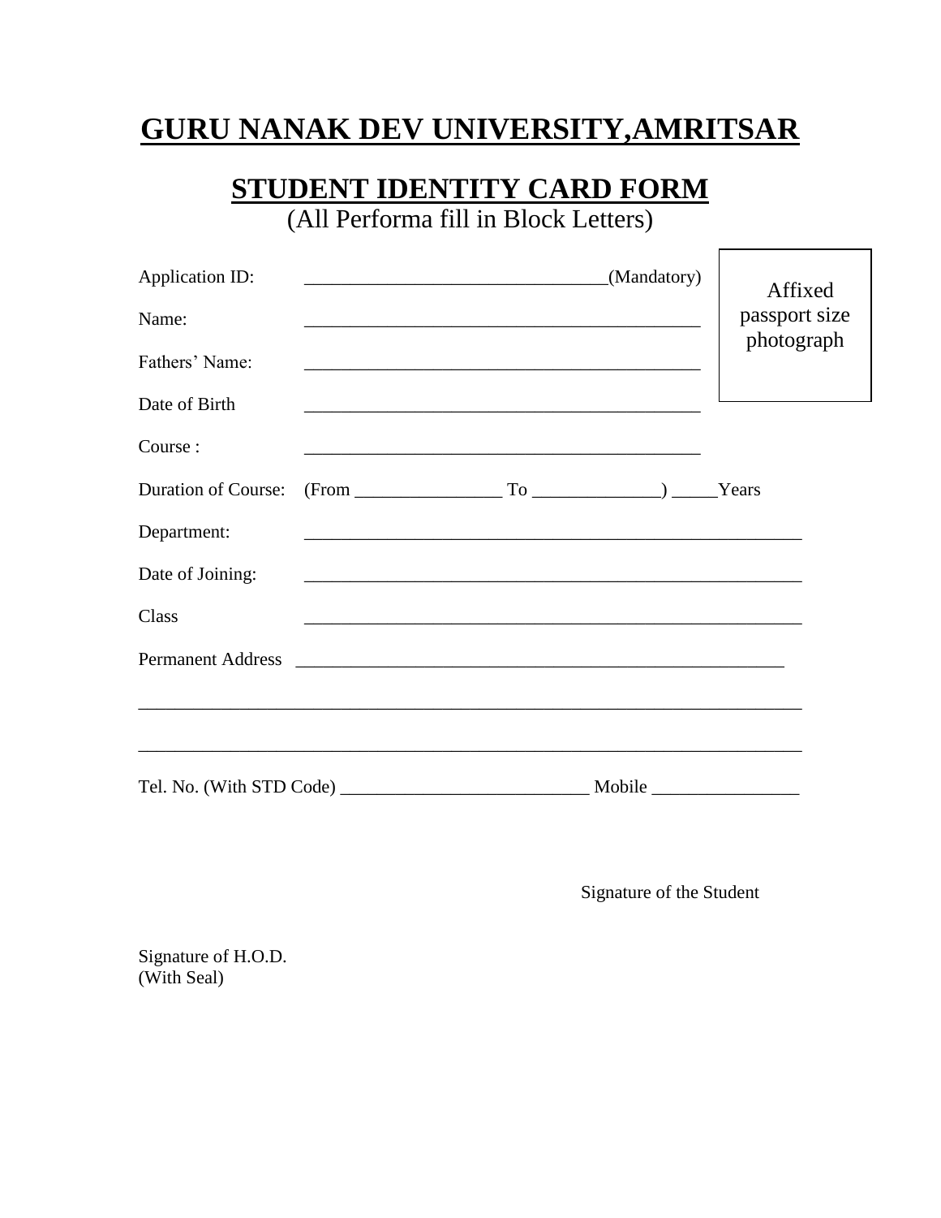# GURU NANAK DEV UNIVERSITY,AMRITSAR

## STUDENT IDENTITY CARD FORM

(All Performa fill in Block Letters)

Affixed passport size photograph

Application ID: ________________________________(Mandatory)

Name: ___________________________________________

Fathers' Name: ___________________________________________

Date of Birth ___________________________________________

Course : ___________________________________________

Duration of Course: (From ________________ To ______________) _____Years

Department: ________________________________________________________

Date of Joining: ________________________________________________________

Class ________________________________________________________

Permanent Address ______________________________________________________

___________________________________________________________________________

___________________________________________________________________________

Tel. No. (With STD Code) ___________________________ Mobile ________________

Signature of the Student

Signature of H.O.D.
(With Seal)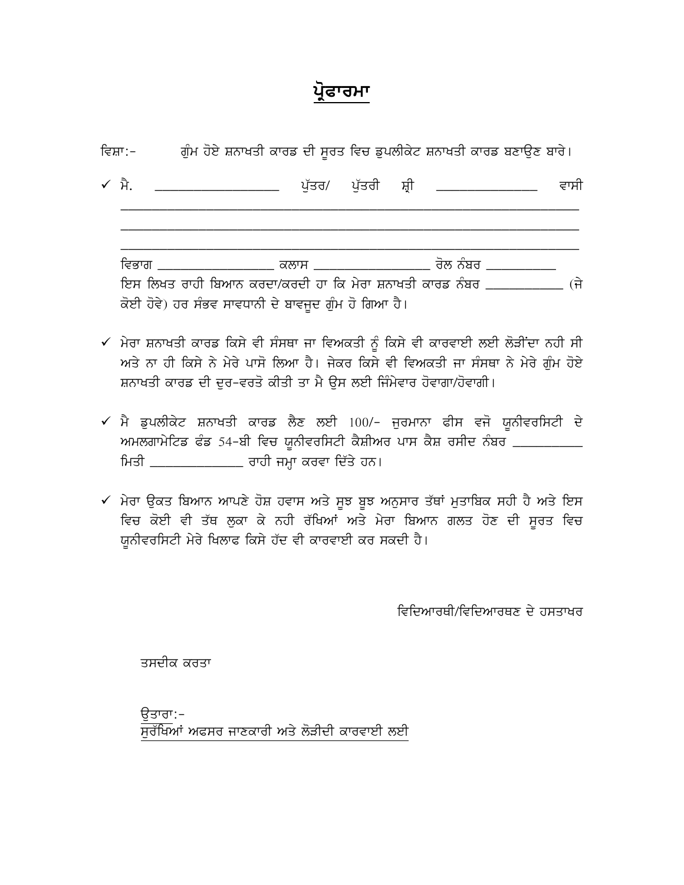# <u>ਪ੍ਰੋਫਾਰਮਾ</u>

ਵਿਸ਼ਾ:- ਗੁੰਮ ਹੋਏ ਸ਼ਨਾਖਤੀ ਕਾਰਡ ਦੀ ਸੂਰਤ ਵਿਚ ਡੁਪਲੀਕੇਟ ਸ਼ਨਾਖਤੀ ਕਾਰਡ ਬਣਾਉਣ ਬਾਰੇ।

✓ ਮੈ. ___________________ ਪੁੱਤਰ/ ਪੁੱਤਰੀ ਸ਼੍ਰੀ _______________ ਵਾਸੀ
_______________________________________________________________________
_______________________________________________________________________
_______________________________________________________________________
ਵਿਭਾਗ _________________ ਕਲਾਸ _________________ ਰੋਲ ਨੰਬਰ ___________
ਇਸ ਲਿਖਤ ਰਾਹੀ ਬਿਆਨ ਕਰਦਾ/ਕਰਦੀ ਹਾ ਕਿ ਮੇਰਾ ਸ਼ਨਾਖਤੀ ਕਾਰਡ ਨੰਬਰ ____________ (ਜੇ ਕੋਈ ਹੋਵੇ) ਹਰ ਸੰਭਵ ਸਾਵਧਾਨੀ ਦੇ ਬਾਵਜੂਦ ਗੁੰਮ ਹੋ ਗਿਆ ਹੈ।

✓ ਮੇਰਾ ਸ਼ਨਾਖਤੀ ਕਾਰਡ ਕਿਸੇ ਵੀ ਸੰਸਥਾ ਜਾ ਵਿਅਕਤੀ ਨੂੰ ਕਿਸੇ ਵੀ ਕਾਰਵਾਈ ਲਈ ਲੋੜੀਂਦਾ ਨਹੀ ਸੀ ਅਤੇ ਨਾ ਹੀ ਕਿਸੇ ਨੇ ਮੇਰੇ ਪਾਸੋ ਲਿਆ ਹੈ। ਜੇਕਰ ਕਿਸੇ ਵੀ ਵਿਅਕਤੀ ਜਾ ਸੰਸਥਾ ਨੇ ਮੇਰੇ ਗੁੰਮ ਹੋਏ ਸ਼ਨਾਖਤੀ ਕਾਰਡ ਦੀ ਦੁਰ-ਵਰਤੋ ਕੀਤੀ ਤਾ ਮੈ ਉਸ ਲਈ ਜਿੰਮੇਵਾਰ ਹੋਵਾਗਾ/ਹੋਵਾਗੀ।

✓ ਮੈ ਡੁਪਲੀਕੇਟ ਸ਼ਨਾਖਤੀ ਕਾਰਡ ਲੈਣ ਲਈ 100/- ਜੁਰਮਾਨਾ ਫੀਸ ਵਜੋ ਯੂਨੀਵਰਸਿਟੀ ਦੇ ਅਮਲਗਾਮੇਟਿਡ ਫੰਡ 54-ਬੀ ਵਿਚ ਯੂਨੀਵਰਸਿਟੀ ਕੈਸ਼ੀਅਰ ਪਾਸ ਕੈਸ਼ ਰਸੀਦ ਨੰਬਰ ___________ ਮਿਤੀ ______________ ਰਾਹੀ ਜਮ੍ਹਾ ਕਰਵਾ ਦਿੱਤੇ ਹਨ।

✓ ਮੇਰਾ ਉਕਤ ਬਿਆਨ ਆਪਣੇ ਹੋਸ਼ ਹਵਾਸ ਅਤੇ ਸੂਝ ਬੂਝ ਅਨੁਸਾਰ ਤੱਥਾਂ ਮੁਤਾਬਿਕ ਸਹੀ ਹੈ ਅਤੇ ਇਸ ਵਿਚ ਕੋਈ ਵੀ ਤੱਥ ਲੁਕਾ ਕੇ ਨਹੀ ਰੱਖਿਆਂ ਅਤੇ ਮੇਰਾ ਬਿਆਨ ਗਲਤ ਹੋਣ ਦੀ ਸੂਰਤ ਵਿਚ ਯੂਨੀਵਰਸਿਟੀ ਮੇਰੇ ਖਿਲਾਫ ਕਿਸੇ ਹੱਦ ਵੀ ਕਾਰਵਾਈ ਕਰ ਸਕਦੀ ਹੈ।

ਵਿਦਿਆਰਥੀ/ਵਿਦਿਆਰਥਣ ਦੇ ਹਸਤਾਖਰ

ਤਸਦੀਕ ਕਰਤਾ

<u>ਉਤਾਰਾ:-</u>
<u>ਸੁਰੱਖਿਆਂ ਅਫਸਰ ਜਾਣਕਾਰੀ ਅਤੇ ਲੋੜੀਦੀ ਕਾਰਵਾਈ ਲਈ</u>